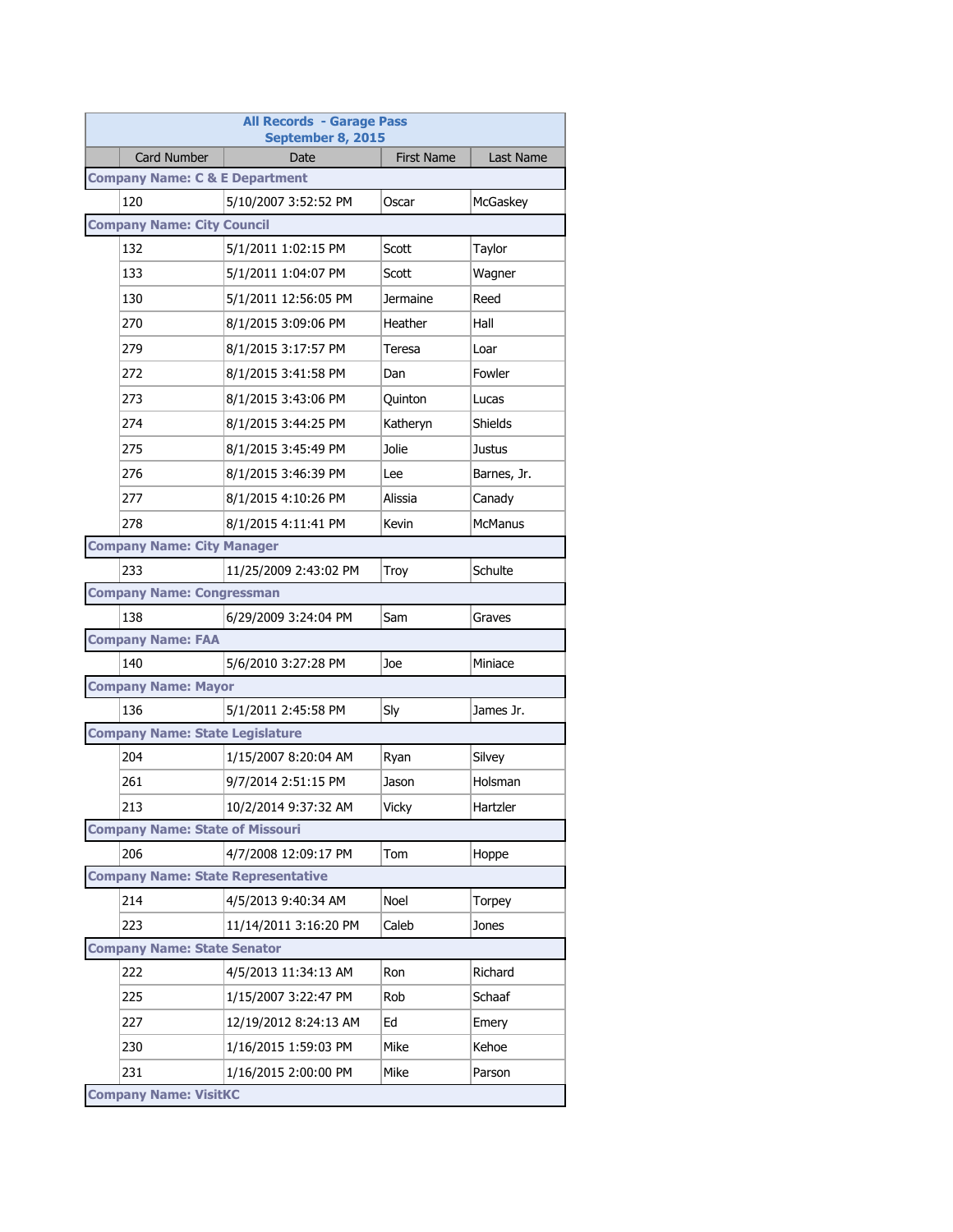**All Records - Garage Pass**
**September 8, 2015**

| Card Number | Date | First Name | Last Name |
|---|---|---|---|
| **Company Name: C & E Department** | | | |
| 120 | 5/10/2007 3:52:52 PM | Oscar | McGaskey |
| **Company Name: City Council** | | | |
| 132 | 5/1/2011 1:02:15 PM | Scott | Taylor |
| 133 | 5/1/2011 1:04:07 PM | Scott | Wagner |
| 130 | 5/1/2011 12:56:05 PM | Jermaine | Reed |
| 270 | 8/1/2015 3:09:06 PM | Heather | Hall |
| 279 | 8/1/2015 3:17:57 PM | Teresa | Loar |
| 272 | 8/1/2015 3:41:58 PM | Dan | Fowler |
| 273 | 8/1/2015 3:43:06 PM | Quinton | Lucas |
| 274 | 8/1/2015 3:44:25 PM | Katheryn | Shields |
| 275 | 8/1/2015 3:45:49 PM | Jolie | Justus |
| 276 | 8/1/2015 3:46:39 PM | Lee | Barnes, Jr. |
| 277 | 8/1/2015 4:10:26 PM | Alissia | Canady |
| 278 | 8/1/2015 4:11:41 PM | Kevin | McManus |
| **Company Name: City Manager** | | | |
| 233 | 11/25/2009 2:43:02 PM | Troy | Schulte |
| **Company Name: Congressman** | | | |
| 138 | 6/29/2009 3:24:04 PM | Sam | Graves |
| **Company Name: FAA** | | | |
| 140 | 5/6/2010 3:27:28 PM | Joe | Miniace |
| **Company Name: Mayor** | | | |
| 136 | 5/1/2011 2:45:58 PM | Sly | James Jr. |
| **Company Name: State Legislature** | | | |
| 204 | 1/15/2007 8:20:04 AM | Ryan | Silvey |
| 261 | 9/7/2014 2:51:15 PM | Jason | Holsman |
| 213 | 10/2/2014 9:37:32 AM | Vicky | Hartzler |
| **Company Name: State of Missouri** | | | |
| 206 | 4/7/2008 12:09:17 PM | Tom | Hoppe |
| **Company Name: State Representative** | | | |
| 214 | 4/5/2013 9:40:34 AM | Noel | Torpey |
| 223 | 11/14/2011 3:16:20 PM | Caleb | Jones |
| **Company Name: State Senator** | | | |
| 222 | 4/5/2013 11:34:13 AM | Ron | Richard |
| 225 | 1/15/2007 3:22:47 PM | Rob | Schaaf |
| 227 | 12/19/2012 8:24:13 AM | Ed | Emery |
| 230 | 1/16/2015 1:59:03 PM | Mike | Kehoe |
| 231 | 1/16/2015 2:00:00 PM | Mike | Parson |
| **Company Name: VisitKC** | | | |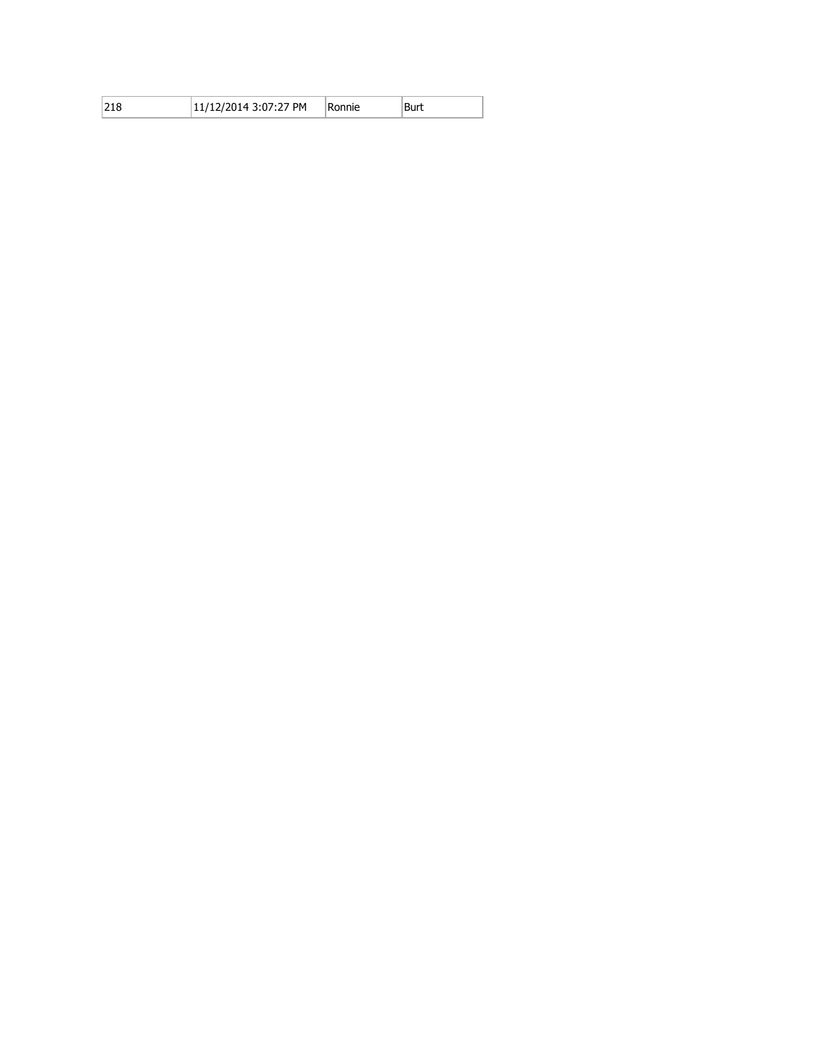| | | | |
|---|---|---|---|
| 218 | 11/12/2014 3:07:27 PM | Ronnie | Burt |